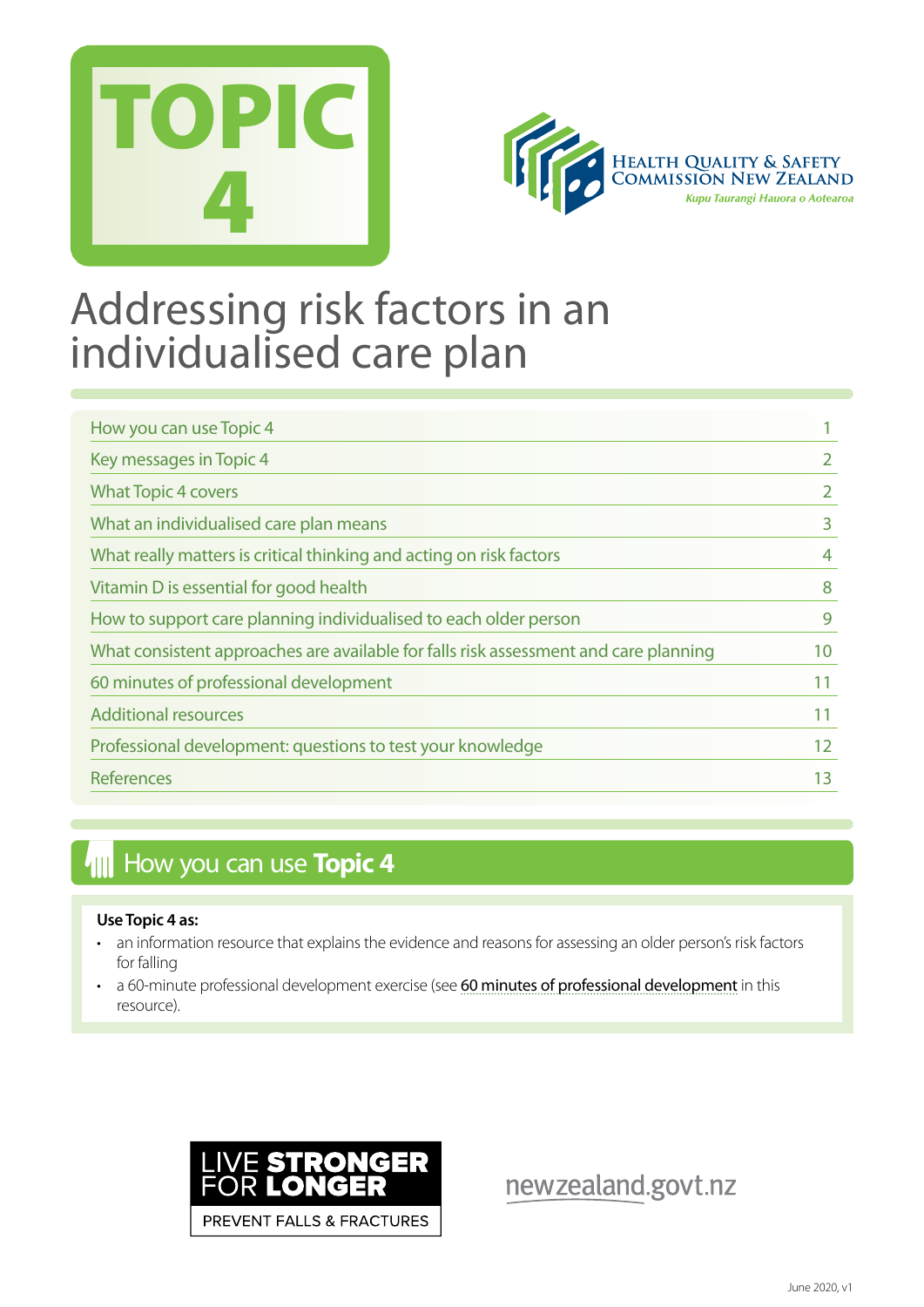# TOPIC 4

Health Quality & Safety Commission New Zealand

*Kupu Taurangi Hauora o Aotearoa*

# Addressing risk factors in an individualised care plan

| | |
|---|---|
| How you can use Topic 4 | 1 |
| Key messages in Topic 4 | 2 |
| What Topic 4 covers | 2 |
| What an individualised care plan means | 3 |
| What really matters is critical thinking and acting on risk factors | 4 |
| Vitamin D is essential for good health | 8 |
| How to support care planning individualised to each older person | 9 |
| What consistent approaches are available for falls risk assessment and care planning | 10 |
| 60 minutes of professional development | 11 |
| Additional resources | 11 |
| Professional development: questions to test your knowledge | 12 |
| References | 13 |

## How you can use **Topic 4**

**Use Topic 4 as:**

- an information resource that explains the evidence and reasons for assessing an older person's risk factors for falling
- a 60-minute professional development exercise (see 60 minutes of professional development in this resource).

LIVE **STRONGER** FOR **LONGER**
PREVENT FALLS & FRACTURES

newzealand.govt.nz

June 2020, v1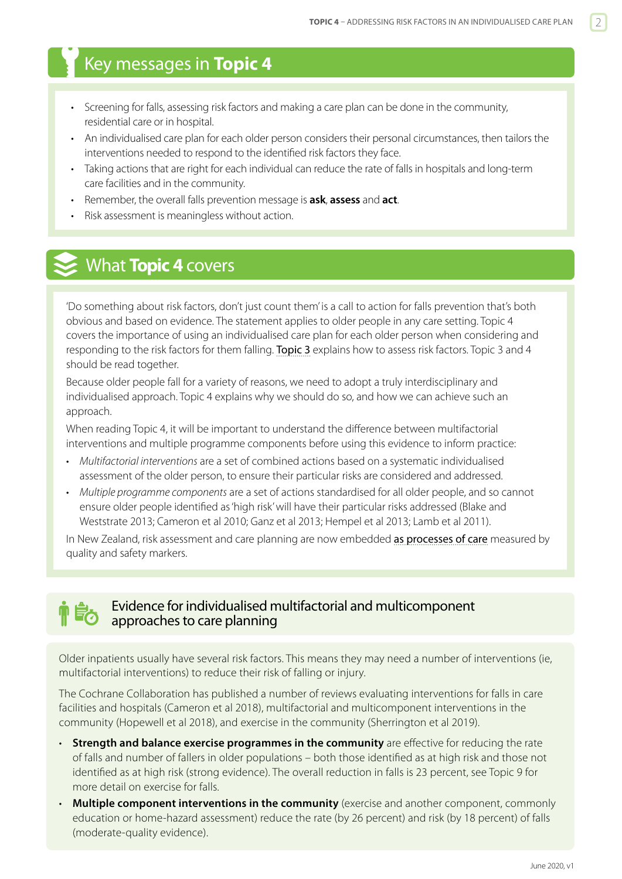## Key messages in **Topic 4**

- Screening for falls, assessing risk factors and making a care plan can be done in the community, residential care or in hospital.
- An individualised care plan for each older person considers their personal circumstances, then tailors the interventions needed to respond to the identified risk factors they face.
- Taking actions that are right for each individual can reduce the rate of falls in hospitals and long-term care facilities and in the community.
- Remember, the overall falls prevention message is **ask**, **assess** and **act**.
- Risk assessment is meaningless without action.

## What **Topic 4** covers

'Do something about risk factors, don't just count them' is a call to action for falls prevention that's both obvious and based on evidence. The statement applies to older people in any care setting. Topic 4 covers the importance of using an individualised care plan for each older person when considering and responding to the risk factors for them falling. Topic 3 explains how to assess risk factors. Topic 3 and 4 should be read together.

Because older people fall for a variety of reasons, we need to adopt a truly interdisciplinary and individualised approach. Topic 4 explains why we should do so, and how we can achieve such an approach.

When reading Topic 4, it will be important to understand the difference between multifactorial interventions and multiple programme components before using this evidence to inform practice:

- *Multifactorial interventions* are a set of combined actions based on a systematic individualised assessment of the older person, to ensure their particular risks are considered and addressed.
- *Multiple programme components* are a set of actions standardised for all older people, and so cannot ensure older people identified as 'high risk' will have their particular risks addressed (Blake and Weststrate 2013; Cameron et al 2010; Ganz et al 2013; Hempel et al 2013; Lamb et al 2011).

In New Zealand, risk assessment and care planning are now embedded as processes of care measured by quality and safety markers.

### Evidence for individualised multifactorial and multicomponent approaches to care planning

Older inpatients usually have several risk factors. This means they may need a number of interventions (ie, multifactorial interventions) to reduce their risk of falling or injury.

The Cochrane Collaboration has published a number of reviews evaluating interventions for falls in care facilities and hospitals (Cameron et al 2018), multifactorial and multicomponent interventions in the community (Hopewell et al 2018), and exercise in the community (Sherrington et al 2019).

- **Strength and balance exercise programmes in the community** are effective for reducing the rate of falls and number of fallers in older populations – both those identified as at high risk and those not identified as at high risk (strong evidence). The overall reduction in falls is 23 percent, see Topic 9 for more detail on exercise for falls.
- **Multiple component interventions in the community** (exercise and another component, commonly education or home-hazard assessment) reduce the rate (by 26 percent) and risk (by 18 percent) of falls (moderate-quality evidence).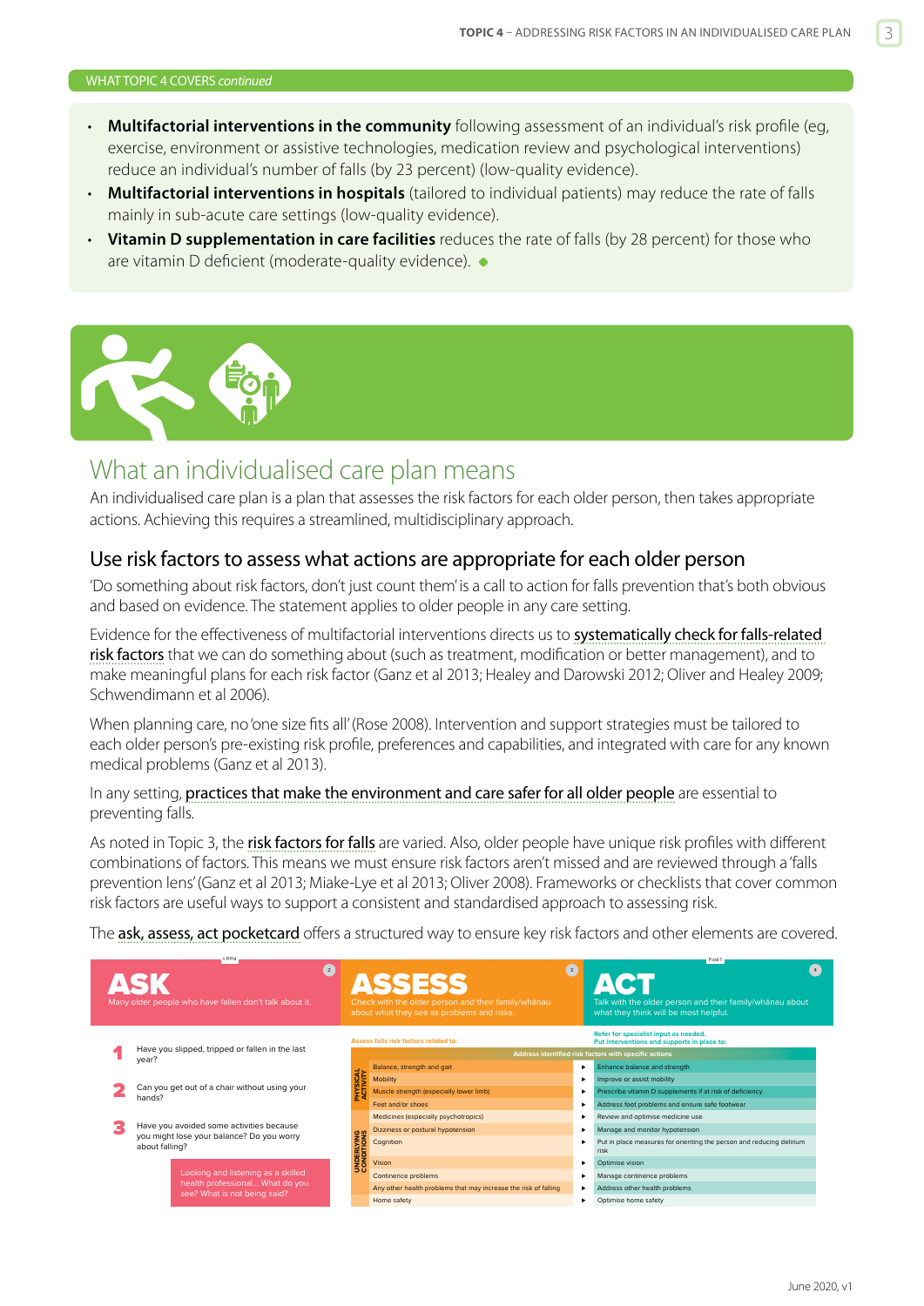WHAT TOPIC 4 COVERS *continued*

- **Multifactorial interventions in the community** following assessment of an individual's risk profile (eg, exercise, environment or assistive technologies, medication review and psychological interventions) reduce an individual's number of falls (by 23 percent) (low-quality evidence).
- **Multifactorial interventions in hospitals** (tailored to individual patients) may reduce the rate of falls mainly in sub-acute care settings (low-quality evidence).
- **Vitamin D supplementation in care facilities** reduces the rate of falls (by 28 percent) for those who are vitamin D deficient (moderate-quality evidence).

## What an individualised care plan means

An individualised care plan is a plan that assesses the risk factors for each older person, then takes appropriate actions. Achieving this requires a streamlined, multidisciplinary approach.

### Use risk factors to assess what actions are appropriate for each older person

'Do something about risk factors, don't just count them' is a call to action for falls prevention that's both obvious and based on evidence. The statement applies to older people in any care setting.

Evidence for the effectiveness of multifactorial interventions directs us to systematically check for falls-related risk factors that we can do something about (such as treatment, modification or better management), and to make meaningful plans for each risk factor (Ganz et al 2013; Healey and Darowski 2012; Oliver and Healey 2009; Schwendimann et al 2006).

When planning care, no 'one size fits all' (Rose 2008). Intervention and support strategies must be tailored to each older person's pre-existing risk profile, preferences and capabilities, and integrated with care for any known medical problems (Ganz et al 2013).

In any setting, practices that make the environment and care safer for all older people are essential to preventing falls.

As noted in Topic 3, the risk factors for falls are varied. Also, older people have unique risk profiles with different combinations of factors. This means we must ensure risk factors aren't missed and are reviewed through a 'falls prevention lens' (Ganz et al 2013; Miake-Lye et al 2013; Oliver 2008). Frameworks or checklists that cover common risk factors are useful ways to support a consistent and standardised approach to assessing risk.

The ask, assess, act pocketcard offers a structured way to ensure key risk factors and other elements are covered.

**ASK** — Many older people who have fallen don't talk about it.

1. Have you slipped, tripped or fallen in the last year?
2. Can you get out of a chair without using your hands?
3. Have you avoided some activities because you might lose your balance? Do you worry about falling?

Looking and listening as a skilled health professional... What do you see? What is not being said?

**ASSESS** — Check with the older person and their family/whānau about what they see as problems and risks.

**ACT** — Talk with the older person and their family/whānau about what they think will be most helpful.

| | Assess falls risk factors related to: | Refer for specialist input as needed. Put interventions and supports in place to: Address identified risk factors with specific actions |
|---|---|---|
| PHYSICAL ACTIVITY | Balance, strength and gait | Enhance balance and strength |
| | Mobility | Improve or assist mobility |
| | Muscle strength (especially lower limb) | Prescribe vitamin D supplements if at risk of deficiency |
| | Feet and/or shoes | Address foot problems and ensure safe footwear |
| UNDERLYING CONDITIONS | Medicines (especially psychotropics) | Review and optimise medicine use |
| | Dizziness or postural hypotension | Manage and monitor hypotension |
| | Cognition | Put in place measures for orienting the person and reducing delirium risk |
| | Vision | Optimise vision |
| | Continence problems | Manage continence problems |
| | Any other health problems that may increase the risk of falling | Address other health problems |
| | Home safety | Optimise home safety |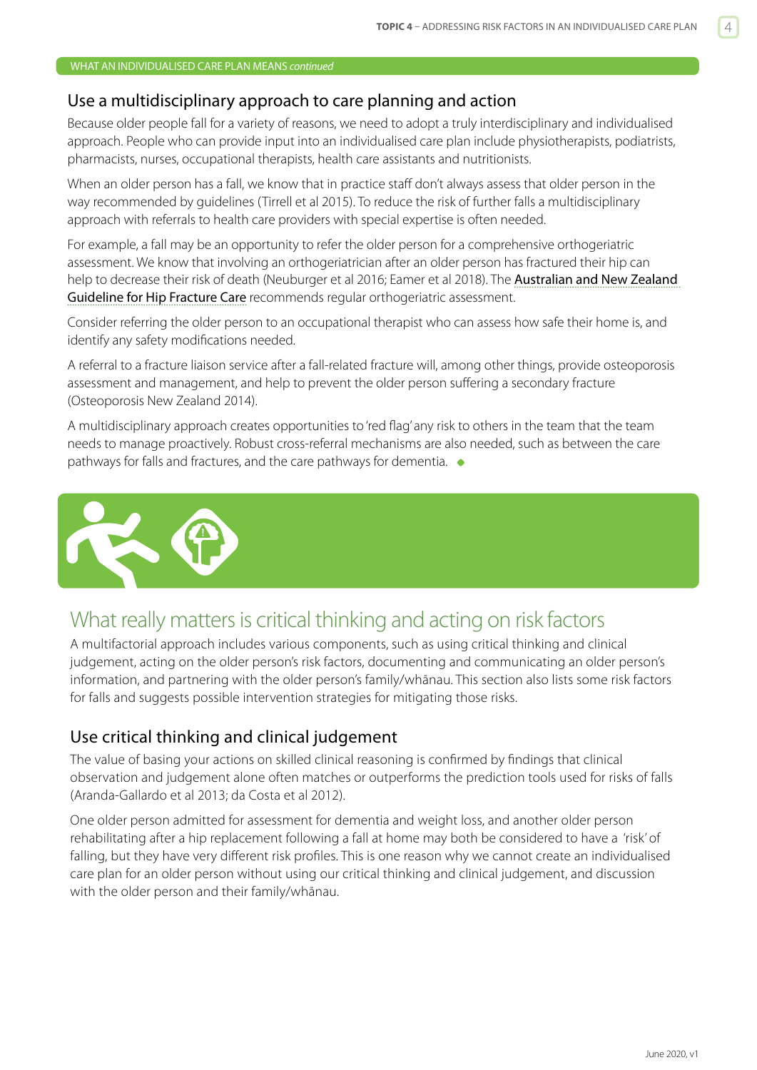WHAT AN INDIVIDUALISED CARE PLAN MEANS *continued*

## Use a multidisciplinary approach to care planning and action

Because older people fall for a variety of reasons, we need to adopt a truly interdisciplinary and individualised approach. People who can provide input into an individualised care plan include physiotherapists, podiatrists, pharmacists, nurses, occupational therapists, health care assistants and nutritionists.

When an older person has a fall, we know that in practice staff don't always assess that older person in the way recommended by guidelines (Tirrell et al 2015). To reduce the risk of further falls a multidisciplinary approach with referrals to health care providers with special expertise is often needed.

For example, a fall may be an opportunity to refer the older person for a comprehensive orthogeriatric assessment. We know that involving an orthogeriatrician after an older person has fractured their hip can help to decrease their risk of death (Neuburger et al 2016; Eamer et al 2018). The Australian and New Zealand Guideline for Hip Fracture Care recommends regular orthogeriatric assessment.

Consider referring the older person to an occupational therapist who can assess how safe their home is, and identify any safety modifications needed.

A referral to a fracture liaison service after a fall-related fracture will, among other things, provide osteoporosis assessment and management, and help to prevent the older person suffering a secondary fracture (Osteoporosis New Zealand 2014).

A multidisciplinary approach creates opportunities to 'red flag' any risk to others in the team that the team needs to manage proactively. Robust cross-referral mechanisms are also needed, such as between the care pathways for falls and fractures, and the care pathways for dementia. ◆

# What really matters is critical thinking and acting on risk factors

A multifactorial approach includes various components, such as using critical thinking and clinical judgement, acting on the older person's risk factors, documenting and communicating an older person's information, and partnering with the older person's family/whānau. This section also lists some risk factors for falls and suggests possible intervention strategies for mitigating those risks.

## Use critical thinking and clinical judgement

The value of basing your actions on skilled clinical reasoning is confirmed by findings that clinical observation and judgement alone often matches or outperforms the prediction tools used for risks of falls (Aranda-Gallardo et al 2013; da Costa et al 2012).

One older person admitted for assessment for dementia and weight loss, and another older person rehabilitating after a hip replacement following a fall at home may both be considered to have a 'risk' of falling, but they have very different risk profiles. This is one reason why we cannot create an individualised care plan for an older person without using our critical thinking and clinical judgement, and discussion with the older person and their family/whānau.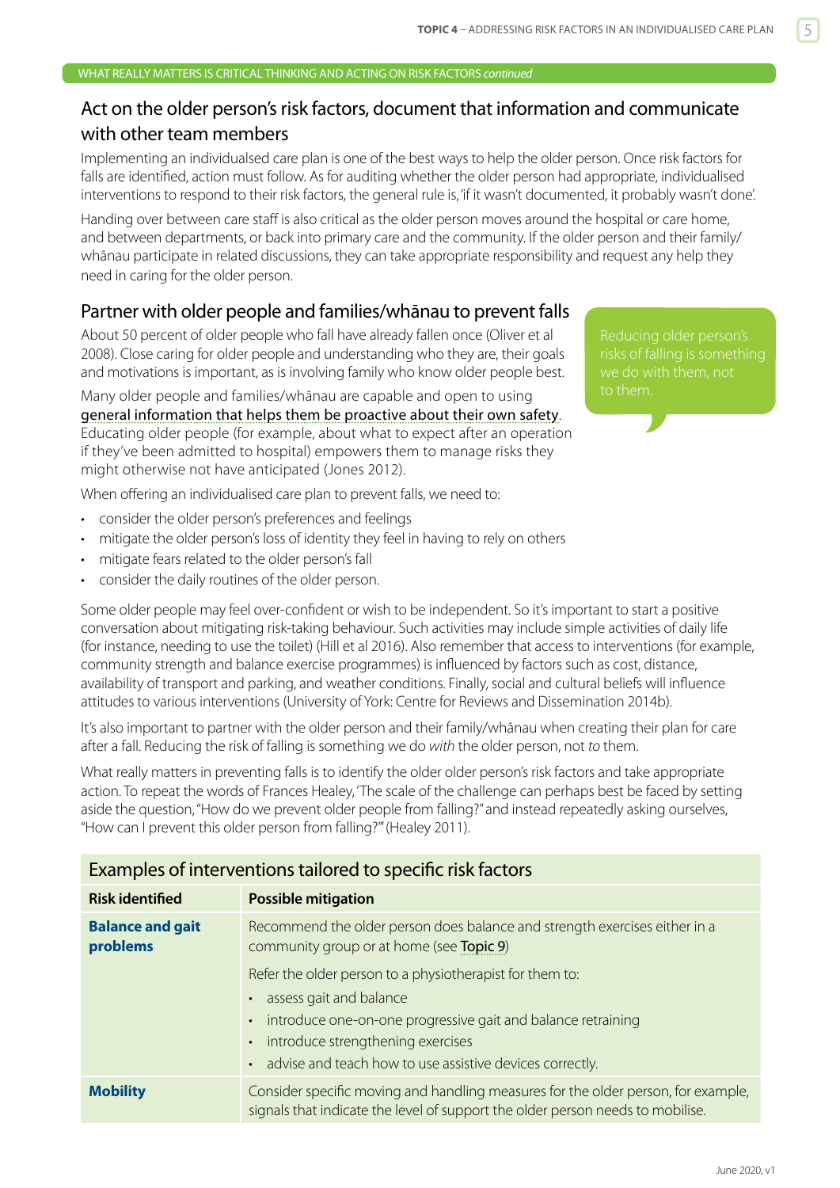WHAT REALLY MATTERS IS CRITICAL THINKING AND ACTING ON RISK FACTORS *continued*

## Act on the older person's risk factors, document that information and communicate with other team members

Implementing an individualsed care plan is one of the best ways to help the older person. Once risk factors for falls are identified, action must follow. As for auditing whether the older person had appropriate, individualised interventions to respond to their risk factors, the general rule is, 'if it wasn't documented, it probably wasn't done'.

Handing over between care staff is also critical as the older person moves around the hospital or care home, and between departments, or back into primary care and the community. If the older person and their family/whānau participate in related discussions, they can take appropriate responsibility and request any help they need in caring for the older person.

## Partner with older people and families/whānau to prevent falls

About 50 percent of older people who fall have already fallen once (Oliver et al 2008). Close caring for older people and understanding who they are, their goals and motivations is important, as is involving family who know older people best.

Many older people and families/whānau are capable and open to using general information that helps them be proactive about their own safety. Educating older people (for example, about what to expect after an operation if they've been admitted to hospital) empowers them to manage risks they might otherwise not have anticipated (Jones 2012).

> Reducing older person's risks of falling is something we do with them, not to them.

When offering an individualised care plan to prevent falls, we need to:

- consider the older person's preferences and feelings
- mitigate the older person's loss of identity they feel in having to rely on others
- mitigate fears related to the older person's fall
- consider the daily routines of the older person.

Some older people may feel over-confident or wish to be independent. So it's important to start a positive conversation about mitigating risk-taking behaviour. Such activities may include simple activities of daily life (for instance, needing to use the toilet) (Hill et al 2016). Also remember that access to interventions (for example, community strength and balance exercise programmes) is influenced by factors such as cost, distance, availability of transport and parking, and weather conditions. Finally, social and cultural beliefs will influence attitudes to various interventions (University of York: Centre for Reviews and Dissemination 2014b).

It's also important to partner with the older person and their family/whānau when creating their plan for care after a fall. Reducing the risk of falling is something we do *with* the older person, not *to* them.

What really matters in preventing falls is to identify the older older person's risk factors and take appropriate action. To repeat the words of Frances Healey, 'The scale of the challenge can perhaps best be faced by setting aside the question, "How do we prevent older people from falling?" and instead repeatedly asking ourselves, "How can I prevent this older person from falling?"' (Healey 2011).

### Examples of interventions tailored to specific risk factors

| Risk identified | Possible mitigation |
| --- | --- |
| **Balance and gait problems** | Recommend the older person does balance and strength exercises either in a community group or at home (see Topic 9)<br><br>Refer the older person to a physiotherapist for them to:<br>• assess gait and balance<br>• introduce one-on-one progressive gait and balance retraining<br>• introduce strengthening exercises<br>• advise and teach how to use assistive devices correctly. |
| **Mobility** | Consider specific moving and handling measures for the older person, for example, signals that indicate the level of support the older person needs to mobilise. |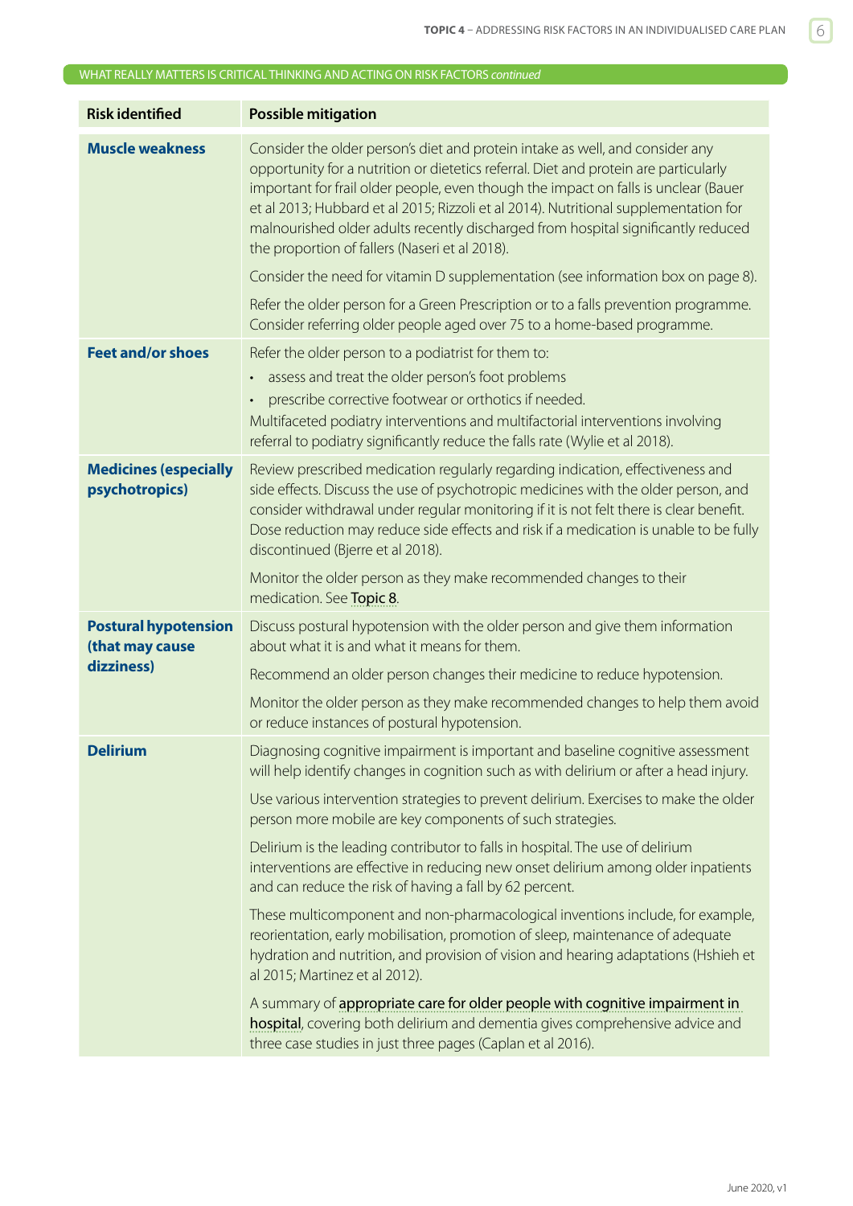WHAT REALLY MATTERS IS CRITICAL THINKING AND ACTING ON RISK FACTORS *continued*

| Risk identified | Possible mitigation |
|---|---|
| **Muscle weakness** | Consider the older person's diet and protein intake as well, and consider any opportunity for a nutrition or dietetics referral. Diet and protein are particularly important for frail older people, even though the impact on falls is unclear (Bauer et al 2013; Hubbard et al 2015; Rizzoli et al 2014). Nutritional supplementation for malnourished older adults recently discharged from hospital significantly reduced the proportion of fallers (Naseri et al 2018).<br><br>Consider the need for vitamin D supplementation (see information box on page 8).<br><br>Refer the older person for a Green Prescription or to a falls prevention programme. Consider referring older people aged over 75 to a home-based programme. |
| **Feet and/or shoes** | Refer the older person to a podiatrist for them to:<br>• assess and treat the older person's foot problems<br>• prescribe corrective footwear or orthotics if needed.<br>Multifaceted podiatry interventions and multifactorial interventions involving referral to podiatry significantly reduce the falls rate (Wylie et al 2018). |
| **Medicines (especially psychotropics)** | Review prescribed medication regularly regarding indication, effectiveness and side effects. Discuss the use of psychotropic medicines with the older person, and consider withdrawal under regular monitoring if it is not felt there is clear benefit. Dose reduction may reduce side effects and risk if a medication is unable to be fully discontinued (Bjerre et al 2018).<br><br>Monitor the older person as they make recommended changes to their medication. See Topic 8. |
| **Postural hypotension (that may cause dizziness)** | Discuss postural hypotension with the older person and give them information about what it is and what it means for them.<br><br>Recommend an older person changes their medicine to reduce hypotension.<br><br>Monitor the older person as they make recommended changes to help them avoid or reduce instances of postural hypotension. |
| **Delirium** | Diagnosing cognitive impairment is important and baseline cognitive assessment will help identify changes in cognition such as with delirium or after a head injury.<br><br>Use various intervention strategies to prevent delirium. Exercises to make the older person more mobile are key components of such strategies.<br><br>Delirium is the leading contributor to falls in hospital. The use of delirium interventions are effective in reducing new onset delirium among older inpatients and can reduce the risk of having a fall by 62 percent.<br><br>These multicomponent and non-pharmacological inventions include, for example, reorientation, early mobilisation, promotion of sleep, maintenance of adequate hydration and nutrition, and provision of vision and hearing adaptations (Hshieh et al 2015; Martinez et al 2012).<br><br>A summary of appropriate care for older people with cognitive impairment in hospital, covering both delirium and dementia gives comprehensive advice and three case studies in just three pages (Caplan et al 2016). |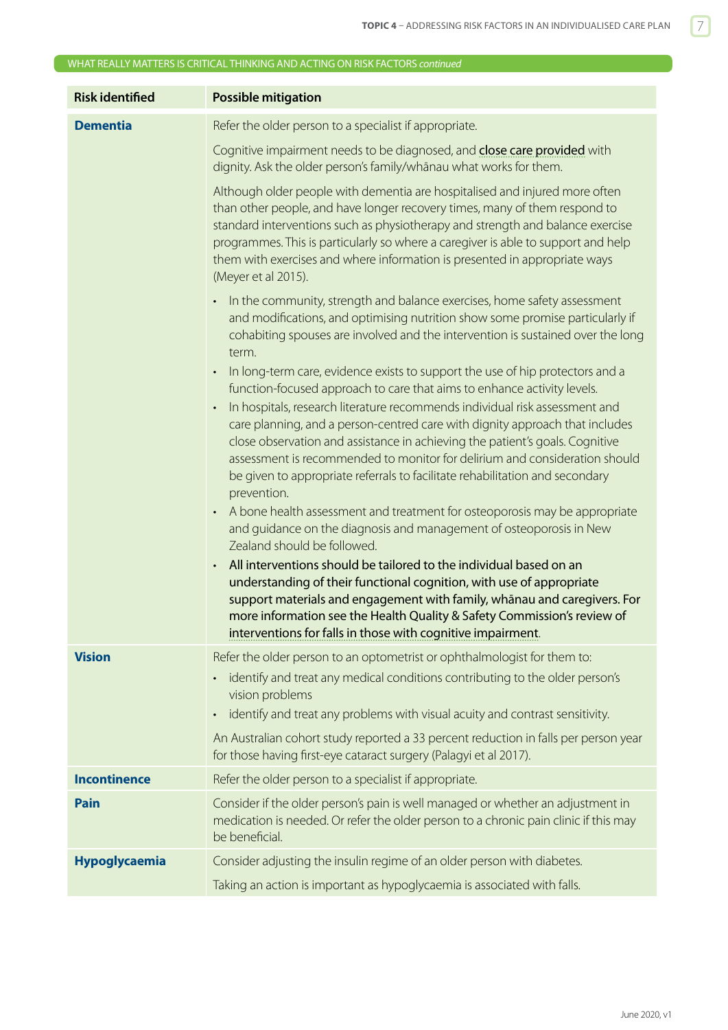WHAT REALLY MATTERS IS CRITICAL THINKING AND ACTING ON RISK FACTORS *continued*

| Risk identified | Possible mitigation |
|---|---|
| **Dementia** | Refer the older person to a specialist if appropriate.<br><br>Cognitive impairment needs to be diagnosed, and close care provided with dignity. Ask the older person's family/whānau what works for them.<br><br>Although older people with dementia are hospitalised and injured more often than other people, and have longer recovery times, many of them respond to standard interventions such as physiotherapy and strength and balance exercise programmes. This is particularly so where a caregiver is able to support and help them with exercises and where information is presented in appropriate ways (Meyer et al 2015).<br><br>• In the community, strength and balance exercises, home safety assessment and modifications, and optimising nutrition show some promise particularly if cohabiting spouses are involved and the intervention is sustained over the long term.<br>• In long-term care, evidence exists to support the use of hip protectors and a function-focused approach to care that aims to enhance activity levels.<br>• In hospitals, research literature recommends individual risk assessment and care planning, and a person-centred care with dignity approach that includes close observation and assistance in achieving the patient's goals. Cognitive assessment is recommended to monitor for delirium and consideration should be given to appropriate referrals to facilitate rehabilitation and secondary prevention.<br>• A bone health assessment and treatment for osteoporosis may be appropriate and guidance on the diagnosis and management of osteoporosis in New Zealand should be followed.<br>• All interventions should be tailored to the individual based on an understanding of their functional cognition, with use of appropriate support materials and engagement with family, whānau and caregivers. For more information see the Health Quality & Safety Commission's review of interventions for falls in those with cognitive impairment. |
| **Vision** | Refer the older person to an optometrist or ophthalmologist for them to:<br>• identify and treat any medical conditions contributing to the older person's vision problems<br>• identify and treat any problems with visual acuity and contrast sensitivity.<br><br>An Australian cohort study reported a 33 percent reduction in falls per person year for those having first-eye cataract surgery (Palagyi et al 2017). |
| **Incontinence** | Refer the older person to a specialist if appropriate. |
| **Pain** | Consider if the older person's pain is well managed or whether an adjustment in medication is needed. Or refer the older person to a chronic pain clinic if this may be beneficial. |
| **Hypoglycaemia** | Consider adjusting the insulin regime of an older person with diabetes.<br><br>Taking an action is important as hypoglycaemia is associated with falls. |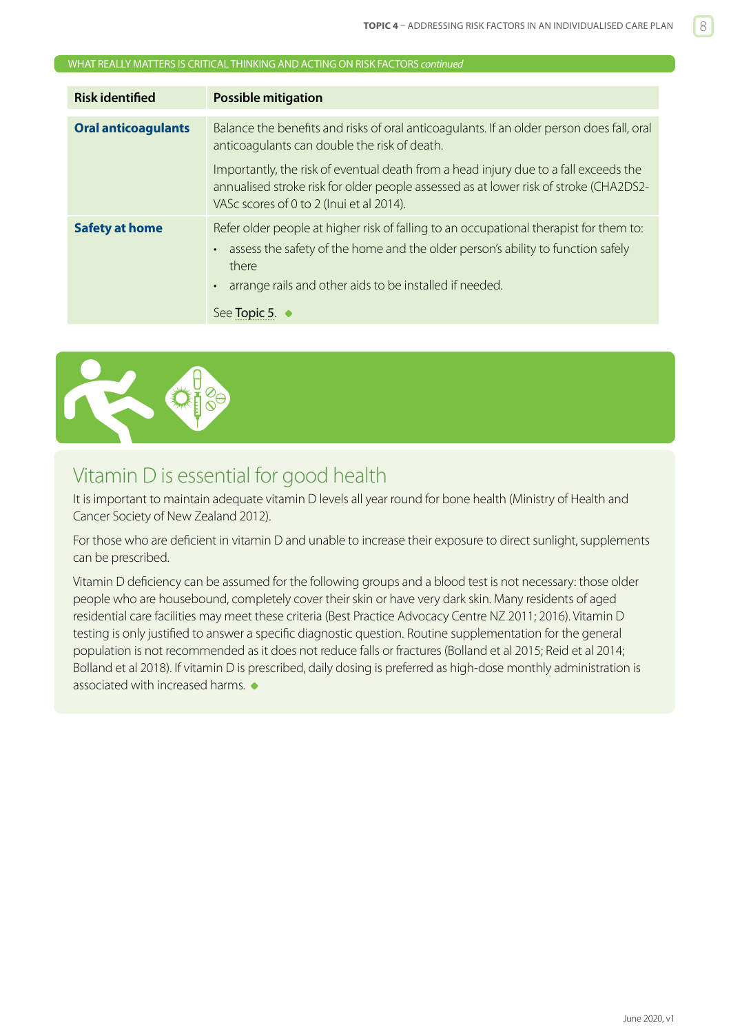WHAT REALLY MATTERS IS CRITICAL THINKING AND ACTING ON RISK FACTORS *continued*

| Risk identified | Possible mitigation |
|---|---|
| **Oral anticoagulants** | Balance the benefits and risks of oral anticoagulants. If an older person does fall, oral anticoagulants can double the risk of death.<br><br>Importantly, the risk of eventual death from a head injury due to a fall exceeds the annualised stroke risk for older people assessed as at lower risk of stroke (CHA2DS2-VASc scores of 0 to 2 (Inui et al 2014). |
| **Safety at home** | Refer older people at higher risk of falling to an occupational therapist for them to:<br>• assess the safety of the home and the older person's ability to function safely there<br>• arrange rails and other aids to be installed if needed.<br><br>See Topic 5. |

## Vitamin D is essential for good health

It is important to maintain adequate vitamin D levels all year round for bone health (Ministry of Health and Cancer Society of New Zealand 2012).

For those who are deficient in vitamin D and unable to increase their exposure to direct sunlight, supplements can be prescribed.

Vitamin D deficiency can be assumed for the following groups and a blood test is not necessary: those older people who are housebound, completely cover their skin or have very dark skin. Many residents of aged residential care facilities may meet these criteria (Best Practice Advocacy Centre NZ 2011; 2016). Vitamin D testing is only justified to answer a specific diagnostic question. Routine supplementation for the general population is not recommended as it does not reduce falls or fractures (Bolland et al 2015; Reid et al 2014; Bolland et al 2018). If vitamin D is prescribed, daily dosing is preferred as high-dose monthly administration is associated with increased harms.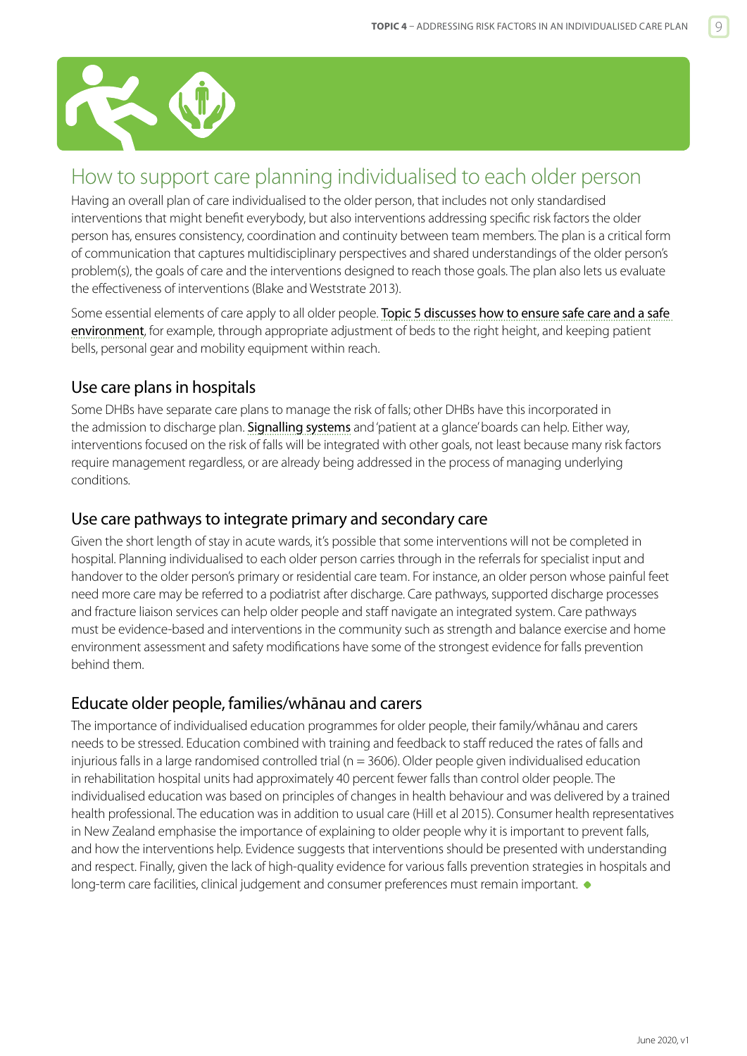# How to support care planning individualised to each older person

Having an overall plan of care individualised to the older person, that includes not only standardised interventions that might benefit everybody, but also interventions addressing specific risk factors the older person has, ensures consistency, coordination and continuity between team members. The plan is a critical form of communication that captures multidisciplinary perspectives and shared understandings of the older person's problem(s), the goals of care and the interventions designed to reach those goals. The plan also lets us evaluate the effectiveness of interventions (Blake and Weststrate 2013).

Some essential elements of care apply to all older people. Topic 5 discusses how to ensure safe care and a safe environment, for example, through appropriate adjustment of beds to the right height, and keeping patient bells, personal gear and mobility equipment within reach.

## Use care plans in hospitals

Some DHBs have separate care plans to manage the risk of falls; other DHBs have this incorporated in the admission to discharge plan. Signalling systems and 'patient at a glance' boards can help. Either way, interventions focused on the risk of falls will be integrated with other goals, not least because many risk factors require management regardless, or are already being addressed in the process of managing underlying conditions.

## Use care pathways to integrate primary and secondary care

Given the short length of stay in acute wards, it's possible that some interventions will not be completed in hospital. Planning individualised to each older person carries through in the referrals for specialist input and handover to the older person's primary or residential care team. For instance, an older person whose painful feet need more care may be referred to a podiatrist after discharge. Care pathways, supported discharge processes and fracture liaison services can help older people and staff navigate an integrated system. Care pathways must be evidence-based and interventions in the community such as strength and balance exercise and home environment assessment and safety modifications have some of the strongest evidence for falls prevention behind them.

## Educate older people, families/whānau and carers

The importance of individualised education programmes for older people, their family/whānau and carers needs to be stressed. Education combined with training and feedback to staff reduced the rates of falls and injurious falls in a large randomised controlled trial (n = 3606). Older people given individualised education in rehabilitation hospital units had approximately 40 percent fewer falls than control older people. The individualised education was based on principles of changes in health behaviour and was delivered by a trained health professional. The education was in addition to usual care (Hill et al 2015). Consumer health representatives in New Zealand emphasise the importance of explaining to older people why it is important to prevent falls, and how the interventions help. Evidence suggests that interventions should be presented with understanding and respect. Finally, given the lack of high-quality evidence for various falls prevention strategies in hospitals and long-term care facilities, clinical judgement and consumer preferences must remain important.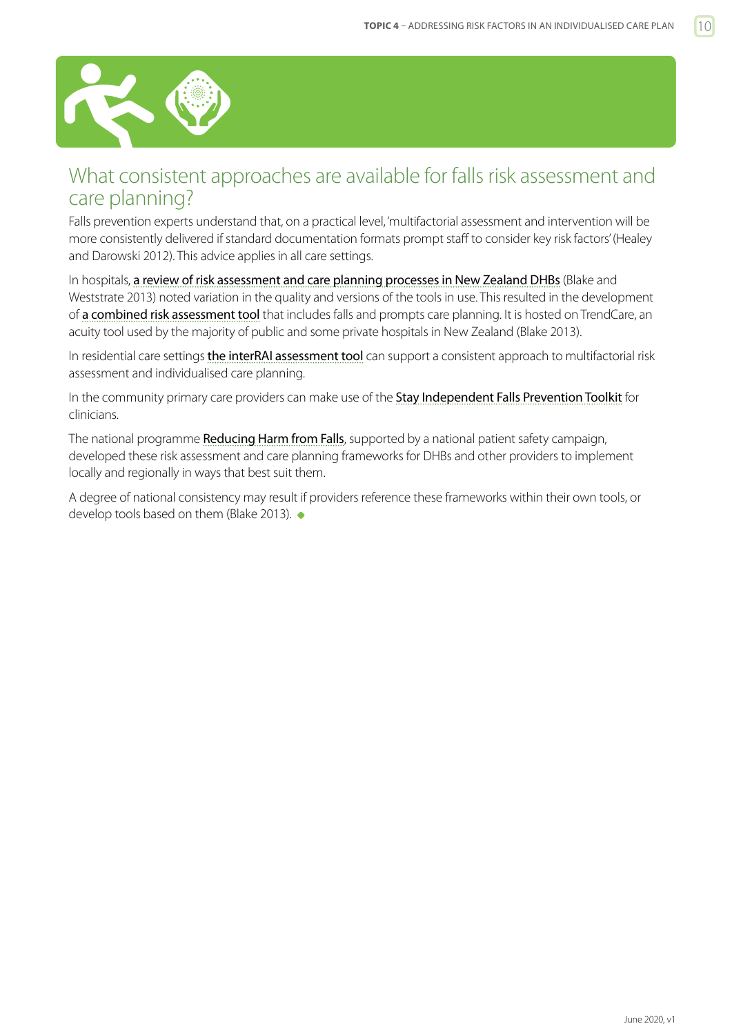## What consistent approaches are available for falls risk assessment and care planning?

Falls prevention experts understand that, on a practical level, 'multifactorial assessment and intervention will be more consistently delivered if standard documentation formats prompt staff to consider key risk factors' (Healey and Darowski 2012). This advice applies in all care settings.

In hospitals, a review of risk assessment and care planning processes in New Zealand DHBs (Blake and Weststrate 2013) noted variation in the quality and versions of the tools in use. This resulted in the development of a combined risk assessment tool that includes falls and prompts care planning. It is hosted on TrendCare, an acuity tool used by the majority of public and some private hospitals in New Zealand (Blake 2013).

In residential care settings the interRAI assessment tool can support a consistent approach to multifactorial risk assessment and individualised care planning.

In the community primary care providers can make use of the Stay Independent Falls Prevention Toolkit for clinicians.

The national programme Reducing Harm from Falls, supported by a national patient safety campaign, developed these risk assessment and care planning frameworks for DHBs and other providers to implement locally and regionally in ways that best suit them.

A degree of national consistency may result if providers reference these frameworks within their own tools, or develop tools based on them (Blake 2013).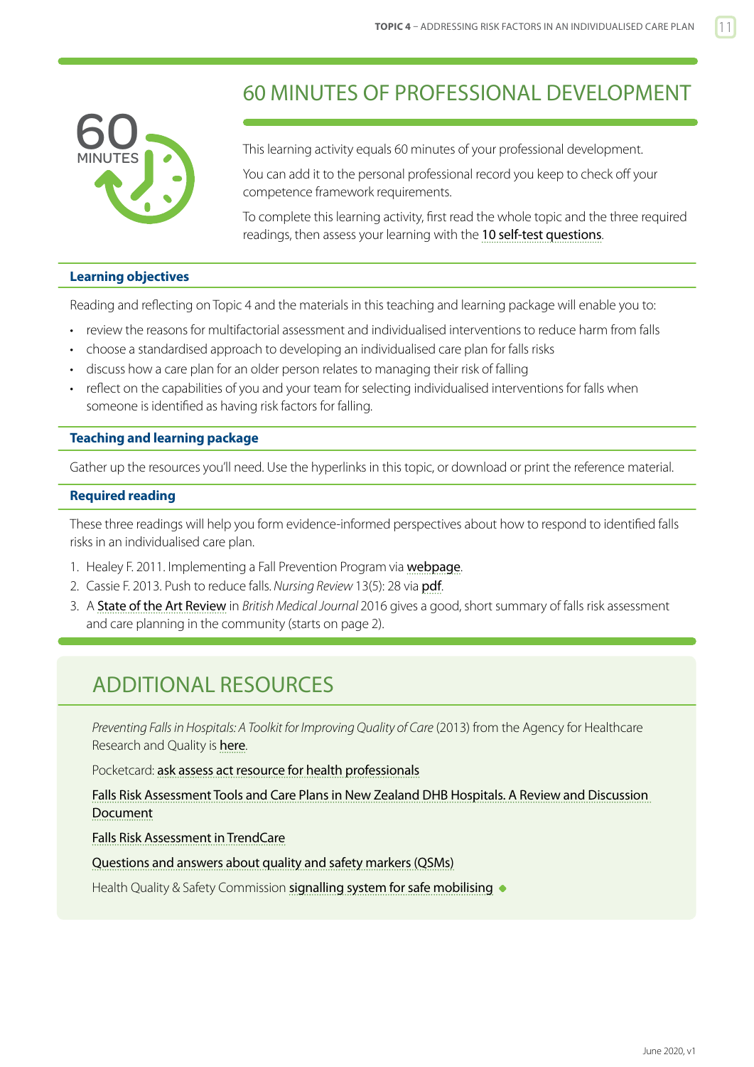# 60 MINUTES OF PROFESSIONAL DEVELOPMENT

This learning activity equals 60 minutes of your professional development.

You can add it to the personal professional record you keep to check off your competence framework requirements.

To complete this learning activity, first read the whole topic and the three required readings, then assess your learning with the 10 self-test questions.

### Learning objectives

Reading and reflecting on Topic 4 and the materials in this teaching and learning package will enable you to:

- review the reasons for multifactorial assessment and individualised interventions to reduce harm from falls
- choose a standardised approach to developing an individualised care plan for falls risks
- discuss how a care plan for an older person relates to managing their risk of falling
- reflect on the capabilities of you and your team for selecting individualised interventions for falls when someone is identified as having risk factors for falling.

### Teaching and learning package

Gather up the resources you'll need. Use the hyperlinks in this topic, or download or print the reference material.

### Required reading

These three readings will help you form evidence-informed perspectives about how to respond to identified falls risks in an individualised care plan.

1. Healey F. 2011. Implementing a Fall Prevention Program via webpage.
2. Cassie F. 2013. Push to reduce falls. *Nursing Review* 13(5): 28 via pdf.
3. A State of the Art Review in *British Medical Journal* 2016 gives a good, short summary of falls risk assessment and care planning in the community (starts on page 2).

## ADDITIONAL RESOURCES

*Preventing Falls in Hospitals: A Toolkit for Improving Quality of Care* (2013) from the Agency for Healthcare Research and Quality is here.

Pocketcard: ask assess act resource for health professionals

Falls Risk Assessment Tools and Care Plans in New Zealand DHB Hospitals. A Review and Discussion Document

Falls Risk Assessment in TrendCare

Questions and answers about quality and safety markers (QSMs)

Health Quality & Safety Commission signalling system for safe mobilising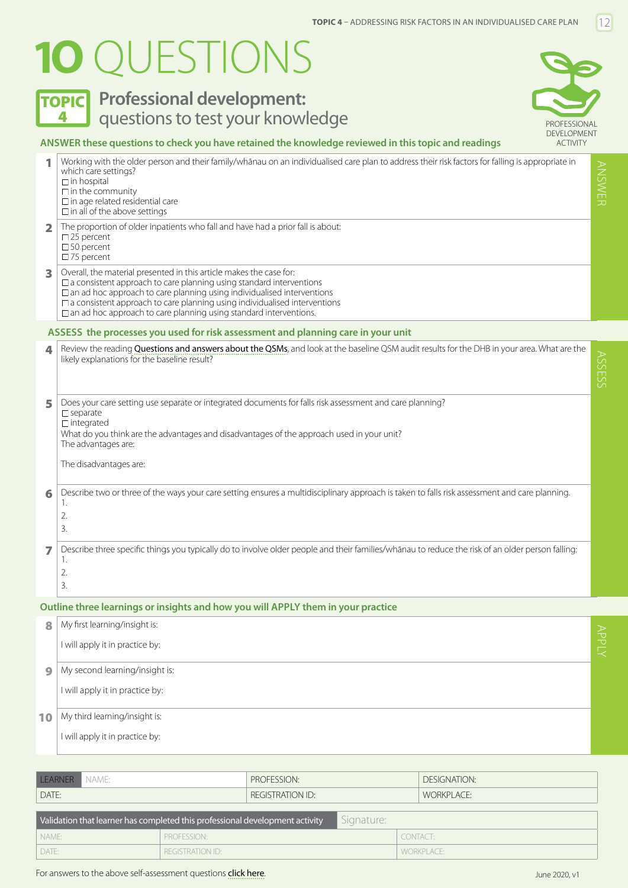# 10 QUESTIONS

## TOPIC 4 Professional development: questions to test your knowledge

PROFESSIONAL DEVELOPMENT ACTIVITY

### ANSWER these questions to check you have retained the knowledge reviewed in this topic and readings

**1** Working with the older person and their family/whānau on an individualised care plan to address their risk factors for falling is appropriate in which care settings?

- ☐ in hospital
- ☐ in the community
- ☐ in age related residential care
- ☐ in all of the above settings

**2** The proportion of older inpatients who fall and have had a prior fall is about:

- ☐ 25 percent
- ☐ 50 percent
- ☐ 75 percent

**3** Overall, the material presented in this article makes the case for:

- ☐ a consistent approach to care planning using standard interventions
- ☐ an ad hoc approach to care planning using individualised interventions
- ☐ a consistent approach to care planning using individualised interventions
- ☐ an ad hoc approach to care planning using standard interventions.

### ASSESS the processes you used for risk assessment and planning care in your unit

**4** Review the reading Questions and answers about the QSMs, and look at the baseline QSM audit results for the DHB in your area. What are the likely explanations for the baseline result?

**5** Does your care setting use separate or integrated documents for falls risk assessment and care planning?

- ☐ separate
- ☐ integrated

What do you think are the advantages and disadvantages of the approach used in your unit?

The advantages are:

The disadvantages are:

**6** Describe two or three of the ways your care setting ensures a multidisciplinary approach is taken to falls risk assessment and care planning.

1.
2.
3.

**7** Describe three specific things you typically do to involve older people and their families/whānau to reduce the risk of an older person falling:

1.
2.
3.

### Outline three learnings or insights and how you will APPLY them in your practice

**8** My first learning/insight is:

I will apply it in practice by:

**9** My second learning/insight is:

I will apply it in practice by:

**10** My third learning/insight is:

I will apply it in practice by:

| LEARNER NAME: | PROFESSION: | DESIGNATION: |
|---|---|---|
| DATE: | REGISTRATION ID: | WORKPLACE: |

| Validation that learner has completed this professional development activity | | Signature: |
|---|---|---|
| NAME: | PROFESSION: | CONTACT: |
| DATE: | REGISTRATION ID: | WORKPLACE: |

For answers to the above self-assessment questions click here.

June 2020, v1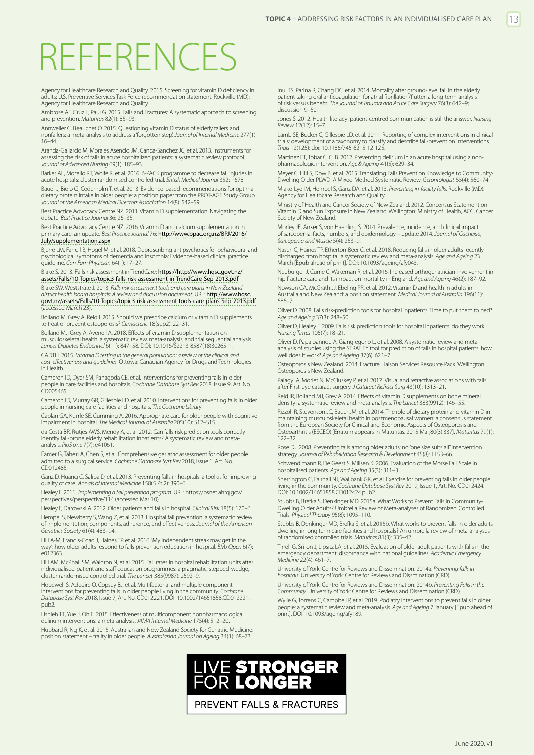# REFERENCES

Agency for Healthcare Research and Quality. 2015. Screening for vitamin D deficiency in adults: U.S. Preventive Services Task Force recommendation statement. Rockville (MD): Agency for Healthcare Research and Quality.

Ambrose AF, Cruz L, Paul G. 2015. Falls and Fractures: A systematic approach to screening and prevention. *Maturitas* 82(1): 85–93.

Annweiler C, Beauchet O. 2015. Questioning vitamin D status of elderly fallers and nonfallers: a meta-analysis to address a 'forgotten step'. *Journal of Internal Medicine* 277(1): 16–44.

Aranda-Gallardo M, Morales Asencio JM, Canca-Sanchez JC, et al. 2013. Instruments for assessing the risk of falls in acute hospitalized patients: a systematic review protocol. *Journal of Advanced Nursing* 69(1): 185–93.

Barker AL, Morello RT, Wolfe R, et al. 2016. 6-PACK programme to decrease fall injuries in acute hospitals: cluster randomised controlled trial. *British Medical Journal* 352: h6781.

Bauer J, Biolo G, Cederholm T, et al. 2013. Evidence-based recommendations for optimal dietary protein intake in older people: a position paper from the PROT-AGE Study Group. *Journal of the American Medical Directors Association* 14(8): 542–59.

Best Practice Advocacy Centre NZ. 2011. Vitamin D supplementation: Navigating the debate. *Best Practice Journal* 36: 26–35.

Best Practice Advocacy Centre NZ. 2016. Vitamin D and calcium supplementation in primary care: an update. *Best Practice Journal* 76: http://www.bpac.org.nz/BPJ/2016/July/supplementation.aspx.

Bjerre LM, Farrell B, Hogel M, et al. 2018. Deprescribing antipsychotics for behavioural and psychological symptoms of dementia and insomnia: Evidence-based clinical practice guideline. *Can Fam Physician* 64(1): 17–27.

Blake S. 2013. Falls risk assessment in TrendCare: https://http://www.hqsc.govt.nz/assets/Falls/10-Topics/topic3-falls-risk-assessment-in-TrendCare-Sep-2013.pdf.

Blake SW, Weststrate J. 2013. *Falls risk assessment tools and care plans in New Zealand district health board hospitals: A review and discussion document.* URL: http://www.hqsc.govt.nz/assets/Falls/10-Topics/topic3-risk-assessment-tools-care-plans-Sep-2013.pdf (accessed March 23).

Bolland M, Grey A, Reid I. 2015. Should we prescribe calcium or vitamin D supplements to treat or prevent osteoporosis? *Climacteric* 18(sup2): 22–31.

Bolland MJ, Grey A, Avenell A. 2018. Effects of vitamin D supplementation on musculoskeletal health: a systematic review, meta-analysis, and trial sequential analysis. *Lancet Diabetes Endocrinol* 6(11): 847–58. DOI: 10.1016/S2213-8587(18)30265-1.

CADTH. 2015. *Vitamin D testing in the general population: a review of the clinical and cost-effectiveness and guidelines.* Ottowa: Canadian Agency for Drugs and Technologies in Health.

Cameron ID, Dyer SM, Panagoda CE, et al. Interventions for preventing falls in older people in care facilities and hospitals. *Cochrane Database Syst Rev* 2018, Issue 9, Art. No. CD005465.

Cameron ID, Murray GR, Gillespie LD, et al. 2010. Interventions for preventing falls in older people in nursing care facilities and hospitals. *The Cochrane Library*.

Caplan GA, Kurrle SE, Cumming A. 2016. Appropriate care for older people with cognitive impairment in hospital. *The Medical Journal of Australia* 205(10): S12–S15.

da Costa BR, Rutjes AWS, Mendy A, et al. 2012. Can falls risk prediction tools correctly identify fall-prone elderly rehabilitation inpatients? A systematic review and meta-analysis. *PloS one* 7(7): e41061.

Eamer G, Taheri A, Chen S, et al. Comprehensive geriatric assessment for older people admitted to a surgical service. *Cochrane Database Syst Rev* 2018, Issue 1, Art. No. CD012485.

Ganz D, Huang C, Saliba D, et al. 2013. Preventing falls in hospitals: a toolkit for improving quality of care. *Annals of Internal Medicine* 158(5 Pt 2): 390–6.

Healey F. 2011. *Implementing a fall prevention program.* URL: https://psnet.ahrq.gov/perspectives/perspective/114 (accessed Mar 10).

Healey F, Darowski A. 2012. Older patients and falls in hospital. *Clinical Risk* 18(5): 170–6.

Hempel S, Newberry S, Wang Z, et al. 2013. Hospital fall prevention: a systematic review of implementation, components, adherence, and effectiveness. *Journal of the American Geriatrics Society* 61(4): 483–94.

Hill A-M, Francis-Coad J, Haines TP, et al. 2016. 'My independent streak may get in the way': how older adults respond to falls prevention education in hospital. *BMJ Open* 6(7): e012363.

Hill AM, McPhail SM, Waldron N, et al. 2015. Fall rates in hospital rehabilitation units after individualised patient and staff education programmes: a pragmatic, stepped-wedge, cluster-randomised controlled trial. *The Lancet* 385(9987): 2592–9.

Hopewell S, Adedire O, Copsey BJ, et al. Multifactorial and multiple component interventions for preventing falls in older people living in the community. *Cochrane Database Syst Rev* 2018, Issue 7, Art. No. CD012221. DOI: 10.1002/14651858.CD012221.pub2.

Hshieh TT, Yue J, Oh E. 2015. Effectiveness of multicomponent nonpharmacological delirium interventions: a meta-analysis. *JAMA Internal Medicine* 175(4): 512–20.

Hubbard R, Ng K, et al. 2015. Australian and New Zealand Society for Geriatric Medicine: position statement – frailty in older people. *Australasian Journal on Ageing* 34(1): 68–73.

Inui TS, Parina R, Chang DC, et al. 2014. Mortality after ground-level fall in the elderly patient taking oral anticoagulation for atrial fibrillation/flutter: a long-term analysis of risk versus benefit. *The Journal of Trauma and Acute Care Surgery* 76(3): 642–9; discussion 9–50.

Jones S. 2012. Health literacy: patient-centred communication is still the answer. *Nursing Review* 12(12): 15–7.

Lamb SE, Becker C, Gillespie LD, et al. 2011. Reporting of complex interventions in clinical trials: development of a taxonomy to classify and describe fall-prevention interventions. *Trials* 12(125): doi: 10.1186/745-6215-12-125.

Martinez FT, Tobar C, CI B. 2012. Preventing delirium in an acute hospital using a non-pharmacologic intervention. *Age & Ageing* 41(5): 629–34.

Meyer C, Hill S, Dow B, et al. 2015. Translating Falls Prevention Knowledge to Community-Dwelling Older PLWD: A Mixed-Method Systematic Review. *Gerontologist* 55(4): 560–74.

Miake-Lye IM, Hempel S, Ganz DA, et al. 2013. *Preventing in-facility falls*. Rockville (MD): Agency for Healthcare Research and Quality.

Ministry of Health and Cancer Society of New Zealand. 2012. Concensus Statement on Vitamin D and Sun Exposure in New Zealand. Wellington: Ministry of Health, ACC, Cancer Society of New Zealand.

Morley JE, Anker S, von Haehling S. 2014. Prevalence, incidence, and clinical impact of sarcopenia: facts, numbers, and epidemiology – update 2014. *Journal of Cachexia, Sarcopenia and Muscle* 5(4): 253–9.

Naseri C, Haines TP, Etherton-Beer C, et al. 2018. Reducing falls in older adults recently discharged from hospital: a systematic review and meta-analysis. *Age and Ageing* 23 March [Epub ahead of print]. DOI: 10.1093/ageing/afy043.

Neuburger J, Currie C, Wakeman R, et al. 2016. Increased orthogeriatrician involvement in hip fracture care and its impact on mortality in England. *Age and Ageing* 46(2): 187–92.

Nowson CA, McGrath JJ, Ebeling PR, et al. 2012. Vitamin D and health in adults in Australia and New Zealand: a position statement. *Medical Journal of Australia* 196(11): 686–7.

Oliver D. 2008. Falls risk-prediction tools for hospital inpatients. Time to put them to bed? *Age and Ageing* 37(3): 248–50.

Oliver D, Healey F. 2009. Falls risk prediction tools for hospital inpatients: do they work. *Nursing Times* 105(7): 18–21.

Oliver D, Papaioannou A, Giangregorio L, et al. 2008. A systematic review and meta-analysis of studies using the STRATIFY tool for prediction of falls in hospital patients: how well does it work? *Age and Ageing* 37(6): 621–7.

Osteoporosis New Zealand. 2014. Fracture Liaison Services Resource Pack. Wellington: Osteoporosis New Zealand.

Palagyi A, Morlet N, McCluskey P, et al. 2017. Visual and refractive associations with falls after First-eye cataract surgery. *J Cataract Refract Surg* 43(10): 1313–21.

Reid IR, Bolland MJ, Grey A. 2014. Effects of vitamin D supplements on bone mineral density: a systematic review and meta-analysis. *The Lancet* 383(9912): 146–55.

Rizzoli R, Stevenson JC, Bauer JM, et al. 2014. The role of dietary protein and vitamin D in maintaining musculoskeletal health in postmenopausal women: a consensus statement from the European Society for Clinical and Economic Aspects of Osteoporosis and Osteoarthritis (ESCEO).[Erratum appears in Maturitas. 2015 Mar;80(3):337]. *Maturitas* 79(1): 122–32.

Rose DJ. 2008. Preventing falls among older adults: no "one size suits all" intervention strategy. *Journal of Rehabilitation Research & Development* 45(8): 1153–66.

Schwendimann R, De Geest S, Milisen K. 2006. Evaluation of the Morse Fall Scale in hospitalised patients. *Age and Ageing* 35(3): 311–3.

Sherrington C, Fairhall NJ, Wallbank GK, et al. Exercise for preventing falls in older people living in the community. *Cochrane Database Syst Rev* 2019, Issue 1, Art. No. CD012424. DOI: 10.1002/14651858.CD012424.pub2.

Stubbs B, Brefka S, Denkinger MD. 2015a. What Works to Prevent Falls in Community-Dwelling Older Adults? Umbrella Review of Meta-analyses of Randomized Controlled Trials. *Physical Therapy* 95(8): 1095–110.

Stubbs B, Denkinger MD, Brefka S, et al. 2015b. What works to prevent falls in older adults dwelling in long term care facilities and hospitals? An umbrella review of meta-analyses of randomised controlled trials. *Maturitas* 81(3): 335–42.

Tirrell G, Sri-on J, Lipsitz LA, et al. 2015. Evaluation of older adult patients with falls in the emergency department: discordance with national guidelines. *Academic Emergency Medicine* 22(4): 461–7.

University of York: Centre for Reviews and Dissemination. 2014a. *Preventing falls in hospitals*: University of York: Centre for Reviews and Dissmination (CRD).

University of York: Centre for Reviews and Dissemination. 2014b. *Preventing Falls in the Community*. University of York: Centre for Reviews and Dissemination (CRD).

Wylie G, Torrens C, Campbell P, et al. 2019. Podiatry interventions to prevent falls in older people: a systematic review and meta-analysis. *Age and Ageing* 7 January [Epub ahead of print]. DOI: 10.1093/ageing/afy189.

LIVE **STRONGER** FOR **LONGER**

PREVENT FALLS & FRACTURES

June 2020, v1